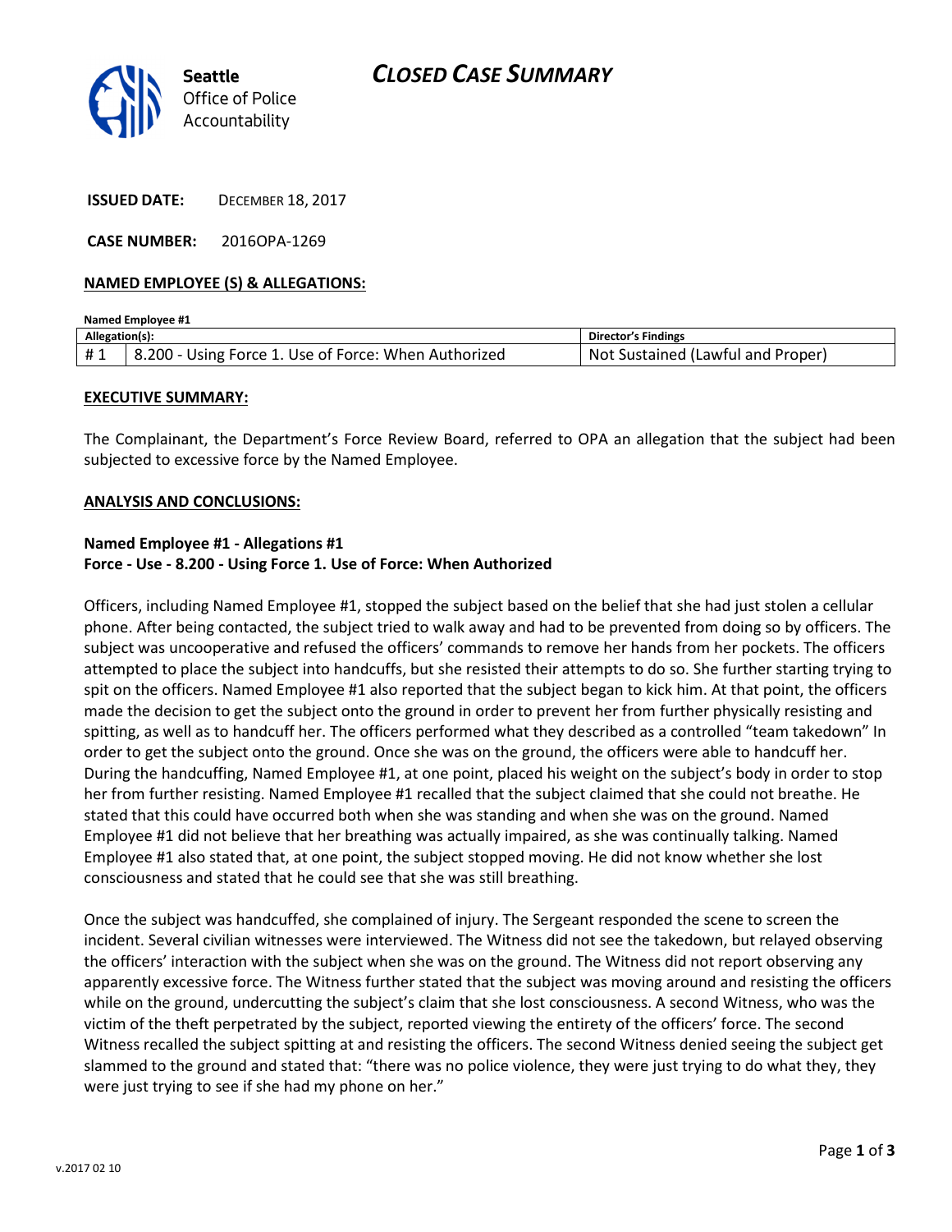**Seattle** Office of Police Accountability

# CLOSED CASE SUMMARY

**ISSUED DATE:** DECEMBER 18, 2017

**CASE NUMBER:** 2016OPA-1269

## NAMED EMPLOYEE (S) & ALLEGATIONS:

**Named Employee #1**

| Allegation(s): | | Director's Findings |
|---|---|---|
| # 1 | 8.200 - Using Force 1. Use of Force: When Authorized | Not Sustained (Lawful and Proper) |

## EXECUTIVE SUMMARY:

The Complainant, the Department's Force Review Board, referred to OPA an allegation that the subject had been subjected to excessive force by the Named Employee.

## ANALYSIS AND CONCLUSIONS:

**Named Employee #1 - Allegations #1**
**Force - Use - 8.200 - Using Force 1. Use of Force: When Authorized**

Officers, including Named Employee #1, stopped the subject based on the belief that she had just stolen a cellular phone. After being contacted, the subject tried to walk away and had to be prevented from doing so by officers. The subject was uncooperative and refused the officers' commands to remove her hands from her pockets. The officers attempted to place the subject into handcuffs, but she resisted their attempts to do so. She further starting trying to spit on the officers. Named Employee #1 also reported that the subject began to kick him. At that point, the officers made the decision to get the subject onto the ground in order to prevent her from further physically resisting and spitting, as well as to handcuff her. The officers performed what they described as a controlled "team takedown" In order to get the subject onto the ground. Once she was on the ground, the officers were able to handcuff her. During the handcuffing, Named Employee #1, at one point, placed his weight on the subject's body in order to stop her from further resisting. Named Employee #1 recalled that the subject claimed that she could not breathe. He stated that this could have occurred both when she was standing and when she was on the ground. Named Employee #1 did not believe that her breathing was actually impaired, as she was continually talking. Named Employee #1 also stated that, at one point, the subject stopped moving. He did not know whether she lost consciousness and stated that he could see that she was still breathing.

Once the subject was handcuffed, she complained of injury. The Sergeant responded the scene to screen the incident. Several civilian witnesses were interviewed. The Witness did not see the takedown, but relayed observing the officers' interaction with the subject when she was on the ground. The Witness did not report observing any apparently excessive force. The Witness further stated that the subject was moving around and resisting the officers while on the ground, undercutting the subject's claim that she lost consciousness. A second Witness, who was the victim of the theft perpetrated by the subject, reported viewing the entirety of the officers' force. The second Witness recalled the subject spitting at and resisting the officers. The second Witness denied seeing the subject get slammed to the ground and stated that: "there was no police violence, they were just trying to do what they, they were just trying to see if she had my phone on her."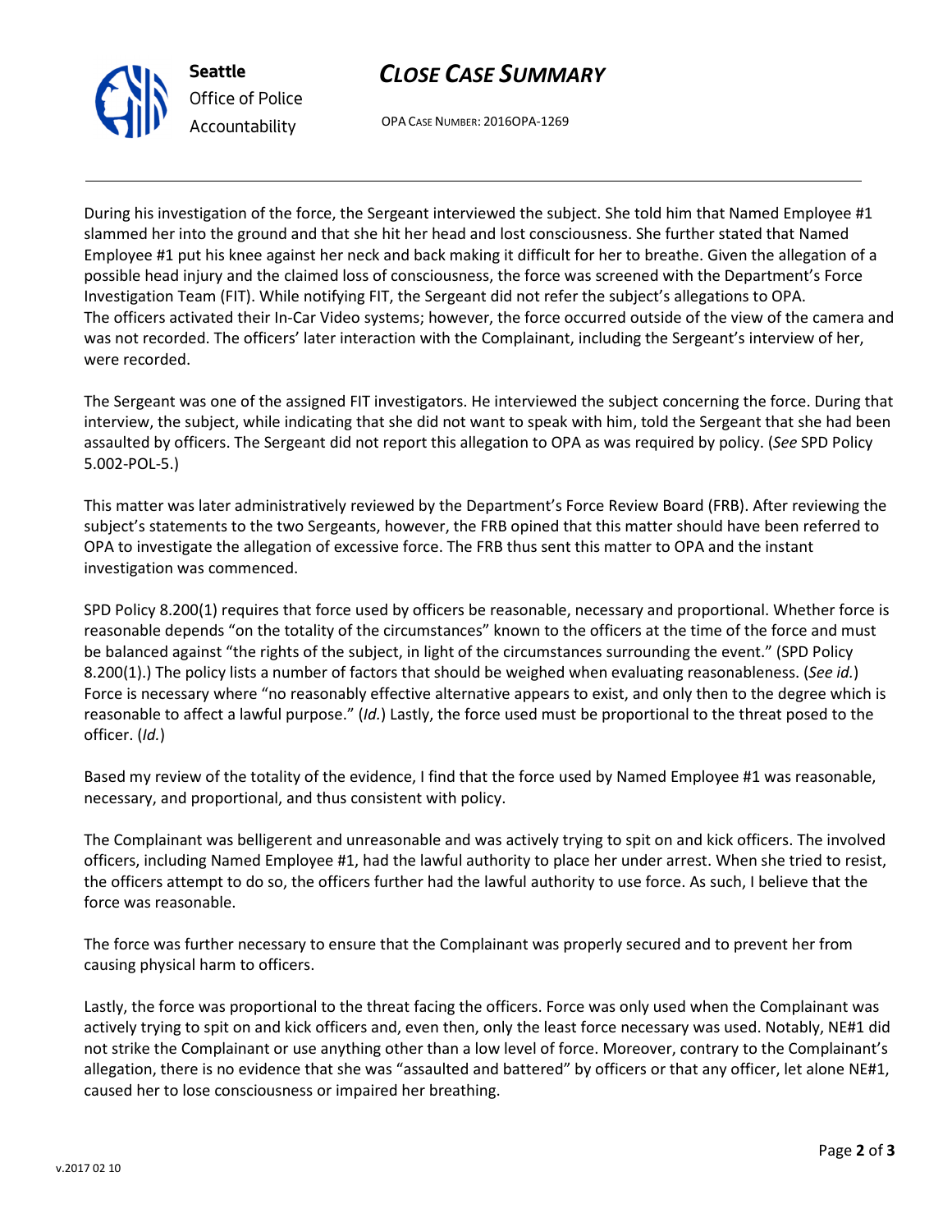During his investigation of the force, the Sergeant interviewed the subject. She told him that Named Employee #1 slammed her into the ground and that she hit her head and lost consciousness. She further stated that Named Employee #1 put his knee against her neck and back making it difficult for her to breathe. Given the allegation of a possible head injury and the claimed loss of consciousness, the force was screened with the Department's Force Investigation Team (FIT). While notifying FIT, the Sergeant did not refer the subject's allegations to OPA. The officers activated their In-Car Video systems; however, the force occurred outside of the view of the camera and was not recorded. The officers' later interaction with the Complainant, including the Sergeant's interview of her, were recorded.

The Sergeant was one of the assigned FIT investigators. He interviewed the subject concerning the force. During that interview, the subject, while indicating that she did not want to speak with him, told the Sergeant that she had been assaulted by officers. The Sergeant did not report this allegation to OPA as was required by policy. (*See* SPD Policy 5.002-POL-5.)

This matter was later administratively reviewed by the Department's Force Review Board (FRB). After reviewing the subject's statements to the two Sergeants, however, the FRB opined that this matter should have been referred to OPA to investigate the allegation of excessive force. The FRB thus sent this matter to OPA and the instant investigation was commenced.

SPD Policy 8.200(1) requires that force used by officers be reasonable, necessary and proportional. Whether force is reasonable depends "on the totality of the circumstances" known to the officers at the time of the force and must be balanced against "the rights of the subject, in light of the circumstances surrounding the event." (SPD Policy 8.200(1).) The policy lists a number of factors that should be weighed when evaluating reasonableness. (*See id.*) Force is necessary where "no reasonably effective alternative appears to exist, and only then to the degree which is reasonable to affect a lawful purpose." (*Id.*) Lastly, the force used must be proportional to the threat posed to the officer. (*Id.*)

Based my review of the totality of the evidence, I find that the force used by Named Employee #1 was reasonable, necessary, and proportional, and thus consistent with policy.

The Complainant was belligerent and unreasonable and was actively trying to spit on and kick officers. The involved officers, including Named Employee #1, had the lawful authority to place her under arrest. When she tried to resist, the officers attempt to do so, the officers further had the lawful authority to use force. As such, I believe that the force was reasonable.

The force was further necessary to ensure that the Complainant was properly secured and to prevent her from causing physical harm to officers.

Lastly, the force was proportional to the threat facing the officers. Force was only used when the Complainant was actively trying to spit on and kick officers and, even then, only the least force necessary was used. Notably, NE#1 did not strike the Complainant or use anything other than a low level of force. Moreover, contrary to the Complainant's allegation, there is no evidence that she was "assaulted and battered" by officers or that any officer, let alone NE#1, caused her to lose consciousness or impaired her breathing.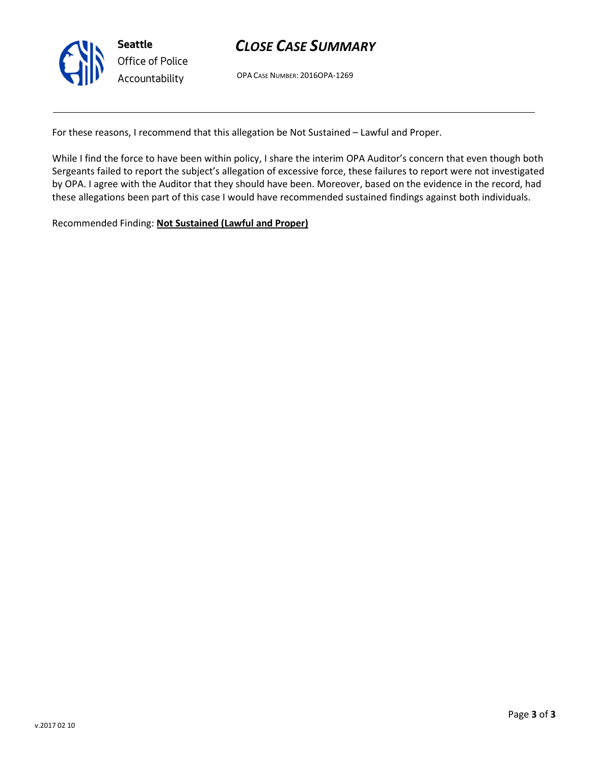For these reasons, I recommend that this allegation be Not Sustained – Lawful and Proper.

While I find the force to have been within policy, I share the interim OPA Auditor's concern that even though both Sergeants failed to report the subject's allegation of excessive force, these failures to report were not investigated by OPA. I agree with the Auditor that they should have been. Moreover, based on the evidence in the record, had these allegations been part of this case I would have recommended sustained findings against both individuals.

Recommended Finding: **Not Sustained (Lawful and Proper)**